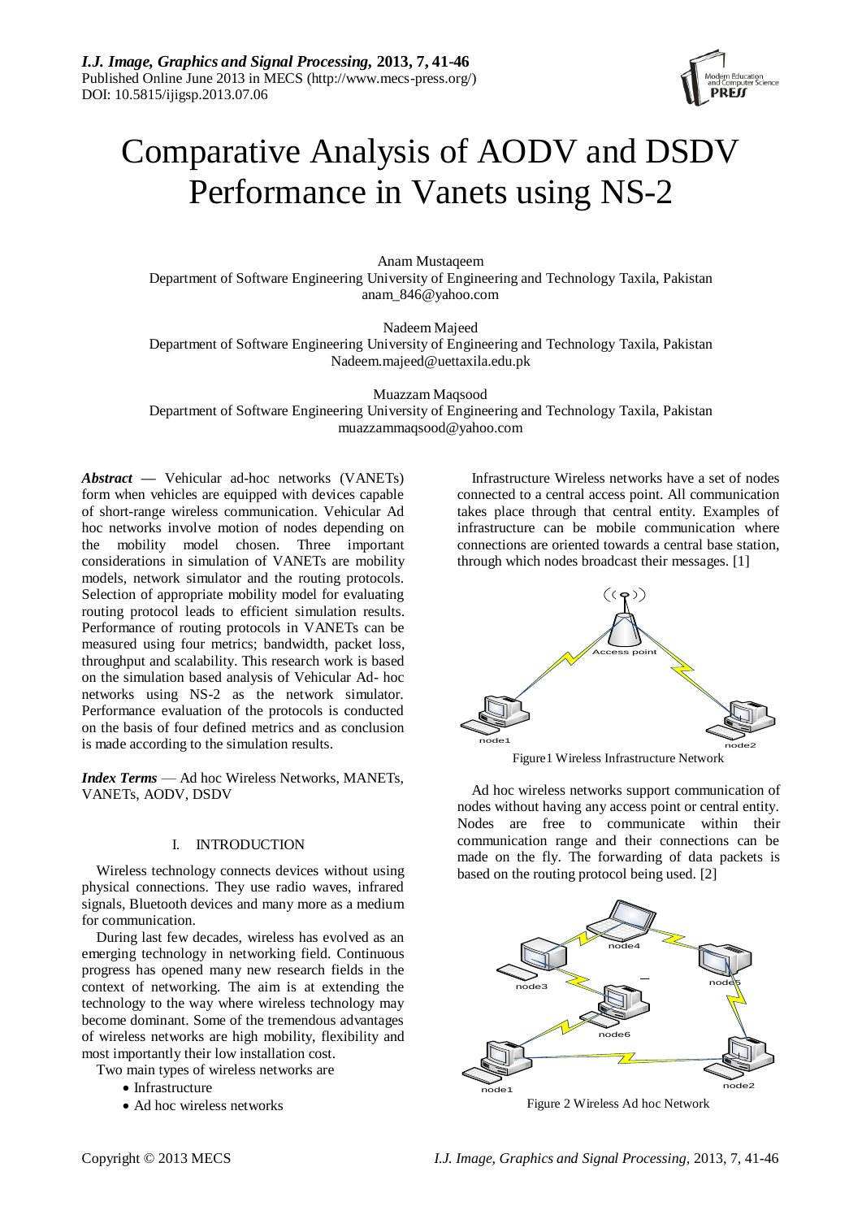# Comparative Analysis of AODV and DSDV Performance in Vanets using NS-2

Anam Mustaqeem
Department of Software Engineering University of Engineering and Technology Taxila, Pakistan
anam_846@yahoo.com

Nadeem Majeed
Department of Software Engineering University of Engineering and Technology Taxila, Pakistan
Nadeem.majeed@uettaxila.edu.pk

Muazzam Maqsood
Department of Software Engineering University of Engineering and Technology Taxila, Pakistan
muazzammaqsood@yahoo.com

***Abstract*** — Vehicular ad-hoc networks (VANETs) form when vehicles are equipped with devices capable of short-range wireless communication. Vehicular Ad hoc networks involve motion of nodes depending on the mobility model chosen. Three important considerations in simulation of VANETs are mobility models, network simulator and the routing protocols. Selection of appropriate mobility model for evaluating routing protocol leads to efficient simulation results. Performance of routing protocols in VANETs can be measured using four metrics; bandwidth, packet loss, throughput and scalability. This research work is based on the simulation based analysis of Vehicular Ad- hoc networks using NS-2 as the network simulator. Performance evaluation of the protocols is conducted on the basis of four defined metrics and as conclusion is made according to the simulation results.

***Index Terms*** — Ad hoc Wireless Networks, MANETs, VANETs, AODV, DSDV

## I. INTRODUCTION

Wireless technology connects devices without using physical connections. They use radio waves, infrared signals, Bluetooth devices and many more as a medium for communication.

During last few decades, wireless has evolved as an emerging technology in networking field. Continuous progress has opened many new research fields in the context of networking. The aim is at extending the technology to the way where wireless technology may become dominant. Some of the tremendous advantages of wireless networks are high mobility, flexibility and most importantly their low installation cost.

Two main types of wireless networks are

- Infrastructure
- Ad hoc wireless networks

Infrastructure Wireless networks have a set of nodes connected to a central access point. All communication takes place through that central entity. Examples of infrastructure can be mobile communication where connections are oriented towards a central base station, through which nodes broadcast their messages. [1]

Figure1 Wireless Infrastructure Network

Ad hoc wireless networks support communication of nodes without having any access point or central entity. Nodes are free to communicate within their communication range and their connections can be made on the fly. The forwarding of data packets is based on the routing protocol being used. [2]

Figure 2 Wireless Ad hoc Network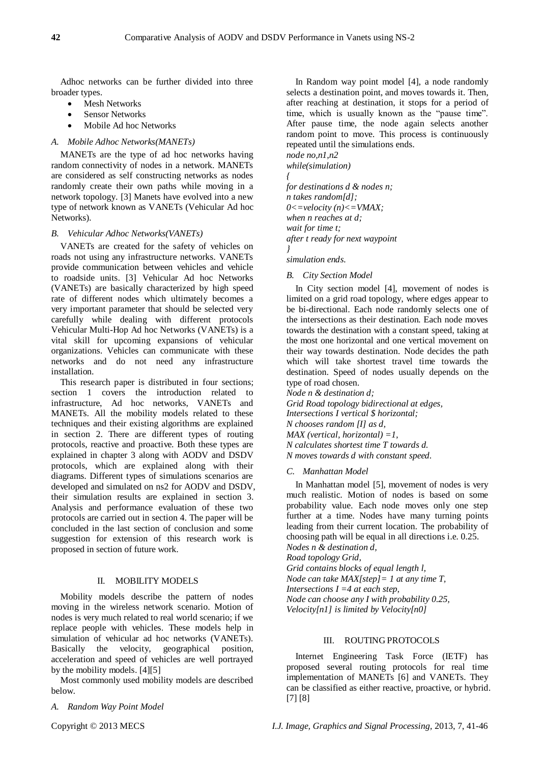Adhoc networks can be further divided into three broader types.

- Mesh Networks
- Sensor Networks
- Mobile Ad hoc Networks

### *A. Mobile Adhoc Networks(MANETs)*

MANETs are the type of ad hoc networks having random connectivity of nodes in a network. MANETs are considered as self constructing networks as nodes randomly create their own paths while moving in a network topology. [3] Manets have evolved into a new type of network known as VANETs (Vehicular Ad hoc Networks).

### *B. Vehicular Adhoc Networks(VANETs)*

VANETs are created for the safety of vehicles on roads not using any infrastructure networks. VANETs provide communication between vehicles and vehicle to roadside units. [3] Vehicular Ad hoc Networks (VANETs) are basically characterized by high speed rate of different nodes which ultimately becomes a very important parameter that should be selected very carefully while dealing with different protocols Vehicular Multi-Hop Ad hoc Networks (VANETs) is a vital skill for upcoming expansions of vehicular organizations. Vehicles can communicate with these networks and do not need any infrastructure installation.

This research paper is distributed in four sections; section 1 covers the introduction related to infrastructure, Ad hoc networks, VANETs and MANETs. All the mobility models related to these techniques and their existing algorithms are explained in section 2. There are different types of routing protocols, reactive and proactive. Both these types are explained in chapter 3 along with AODV and DSDV protocols, which are explained along with their diagrams. Different types of simulations scenarios are developed and simulated on ns2 for AODV and DSDV, their simulation results are explained in section 3. Analysis and performance evaluation of these two protocols are carried out in section 4. The paper will be concluded in the last section of conclusion and some suggestion for extension of this research work is proposed in section of future work.

## II. MOBILITY MODELS

Mobility models describe the pattern of nodes moving in the wireless network scenario. Motion of nodes is very much related to real world scenario; if we replace people with vehicles. These models help in simulation of vehicular ad hoc networks (VANETs). Basically the velocity, geographical position, acceleration and speed of vehicles are well portrayed by the mobility models. [4][5]

Most commonly used mobility models are described below.

### *A. Random Way Point Model*

In Random way point model [4], a node randomly selects a destination point, and moves towards it. Then, after reaching at destination, it stops for a period of time, which is usually known as the "pause time". After pause time, the node again selects another random point to move. This process is continuously repeated until the simulations ends.

*node no,n1,n2*
*while(simulation)*
*{*
*for destinations d & nodes n;*
*n takes random[d];*
*0<=velocity (n)<=VMAX;*
*when n reaches at d;*
*wait for time t;*
*after t ready for next waypoint*
*}*
*simulation ends.*

### *B. City Section Model*

In City section model [4], movement of nodes is limited on a grid road topology, where edges appear to be bi-directional. Each node randomly selects one of the intersections as their destination. Each node moves towards the destination with a constant speed, taking at the most one horizontal and one vertical movement on their way towards destination. Node decides the path which will take shortest travel time towards the destination. Speed of nodes usually depends on the type of road chosen.

*Node n & destination d;*
*Grid Road topology bidirectional at edges,*
*Intersections I vertical $ horizontal;*
*N chooses random [I] as d,*
*MAX (vertical, horizontal) =1,*
*N calculates shortest time T towards d.*
*N moves towards d with constant speed.*

### *C. Manhattan Model*

In Manhattan model [5], movement of nodes is very much realistic. Motion of nodes is based on some probability value. Each node moves only one step further at a time. Nodes have many turning points leading from their current location. The probability of choosing path will be equal in all directions i.e. 0.25.

*Nodes n & destination d,*
*Road topology Grid,*
*Grid contains blocks of equal length l,*
*Node can take MAX[step]= 1 at any time T,*
*Intersections I =4 at each step,*
*Node can choose any I with probability 0.25,*
*Velocity[n1] is limited by Velocity[n0]*

## III. ROUTING PROTOCOLS

Internet Engineering Task Force (IETF) has proposed several routing protocols for real time implementation of MANETs [6] and VANETs. They can be classified as either reactive, proactive, or hybrid. [7] [8]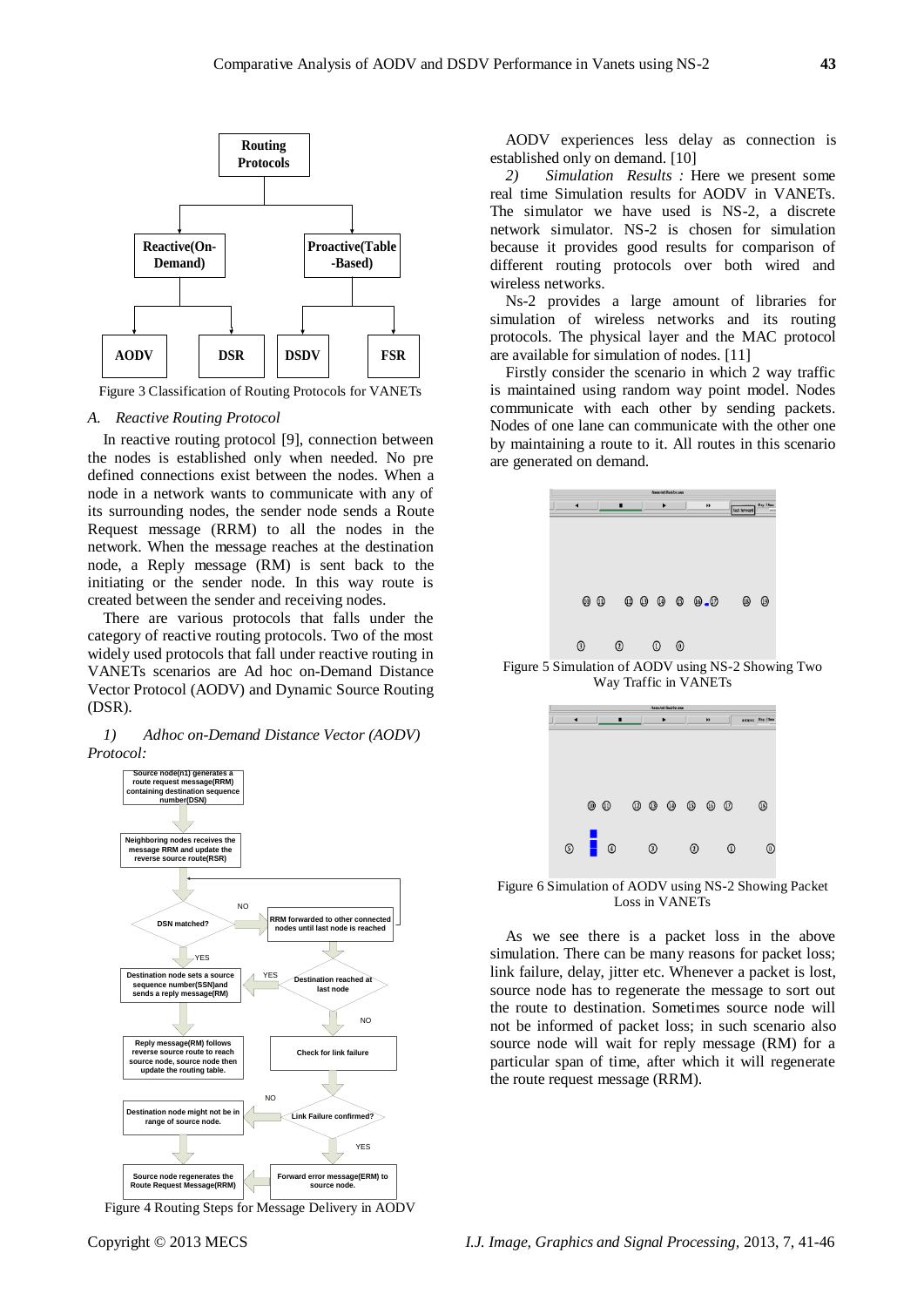Figure 3 Classification of Routing Protocols for VANETs

### *A. Reactive Routing Protocol*

In reactive routing protocol [9], connection between the nodes is established only when needed. No pre defined connections exist between the nodes. When a node in a network wants to communicate with any of its surrounding nodes, the sender node sends a Route Request message (RRM) to all the nodes in the network. When the message reaches at the destination node, a Reply message (RM) is sent back to the initiating or the sender node. In this way route is created between the sender and receiving nodes.

There are various protocols that falls under the category of reactive routing protocols. Two of the most widely used protocols that fall under reactive routing in VANETs scenarios are Ad hoc on-Demand Distance Vector Protocol (AODV) and Dynamic Source Routing (DSR).

*1) Adhoc on-Demand Distance Vector (AODV) Protocol:*

Figure 4 Routing Steps for Message Delivery in AODV

AODV experiences less delay as connection is established only on demand. [10]

*2) Simulation Results :* Here we present some real time Simulation results for AODV in VANETs. The simulator we have used is NS-2, a discrete network simulator. NS-2 is chosen for simulation because it provides good results for comparison of different routing protocols over both wired and wireless networks.

Ns-2 provides a large amount of libraries for simulation of wireless networks and its routing protocols. The physical layer and the MAC protocol are available for simulation of nodes. [11]

Firstly consider the scenario in which 2 way traffic is maintained using random way point model. Nodes communicate with each other by sending packets. Nodes of one lane can communicate with the other one by maintaining a route to it. All routes in this scenario are generated on demand.

Figure 5 Simulation of AODV using NS-2 Showing Two Way Traffic in VANETs

Figure 6 Simulation of AODV using NS-2 Showing Packet Loss in VANETs

As we see there is a packet loss in the above simulation. There can be many reasons for packet loss; link failure, delay, jitter etc. Whenever a packet is lost, source node has to regenerate the message to sort out the route to destination. Sometimes source node will not be informed of packet loss; in such scenario also source node will wait for reply message (RM) for a particular span of time, after which it will regenerate the route request message (RRM).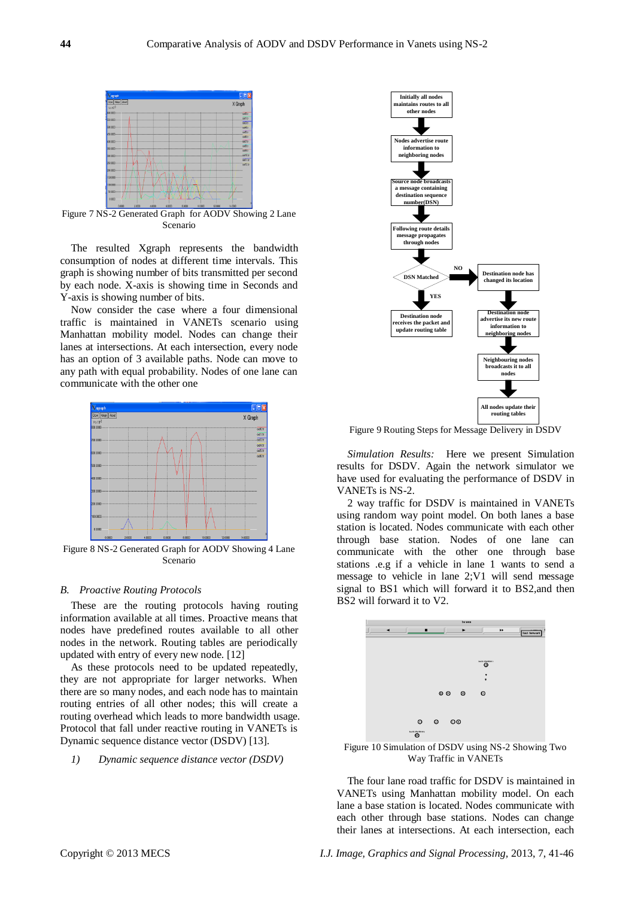Figure 7 NS-2 Generated Graph for AODV Showing 2 Lane Scenario

The resulted Xgraph represents the bandwidth consumption of nodes at different time intervals. This graph is showing number of bits transmitted per second by each node. X-axis is showing time in Seconds and Y-axis is showing number of bits.

Now consider the case where a four dimensional traffic is maintained in VANETs scenario using Manhattan mobility model. Nodes can change their lanes at intersections. At each intersection, every node has an option of 3 available paths. Node can move to any path with equal probability. Nodes of one lane can communicate with the other one

Figure 8 NS-2 Generated Graph for AODV Showing 4 Lane Scenario

### B. *Proactive Routing Protocols*

These are the routing protocols having routing information available at all times. Proactive means that nodes have predefined routes available to all other nodes in the network. Routing tables are periodically updated with entry of every new node. [12]

As these protocols need to be updated repeatedly, they are not appropriate for larger networks. When there are so many nodes, and each node has to maintain routing entries of all other nodes; this will create a routing overhead which leads to more bandwidth usage. Protocol that fall under reactive routing in VANETs is Dynamic sequence distance vector (DSDV) [13].

*1) Dynamic sequence distance vector (DSDV)*

Figure 9 Routing Steps for Message Delivery in DSDV

*Simulation Results:* Here we present Simulation results for DSDV. Again the network simulator we have used for evaluating the performance of DSDV in VANETs is NS-2.

2 way traffic for DSDV is maintained in VANETs using random way point model. On both lanes a base station is located. Nodes communicate with each other through base station. Nodes of one lane can communicate with the other one through base stations .e.g if a vehicle in lane 1 wants to send a message to vehicle in lane 2;V1 will send message signal to BS1 which will forward it to BS2,and then BS2 will forward it to V2.

Figure 10 Simulation of DSDV using NS-2 Showing Two Way Traffic in VANETs

The four lane road traffic for DSDV is maintained in VANETs using Manhattan mobility model. On each lane a base station is located. Nodes communicate with each other through base stations. Nodes can change their lanes at intersections. At each intersection, each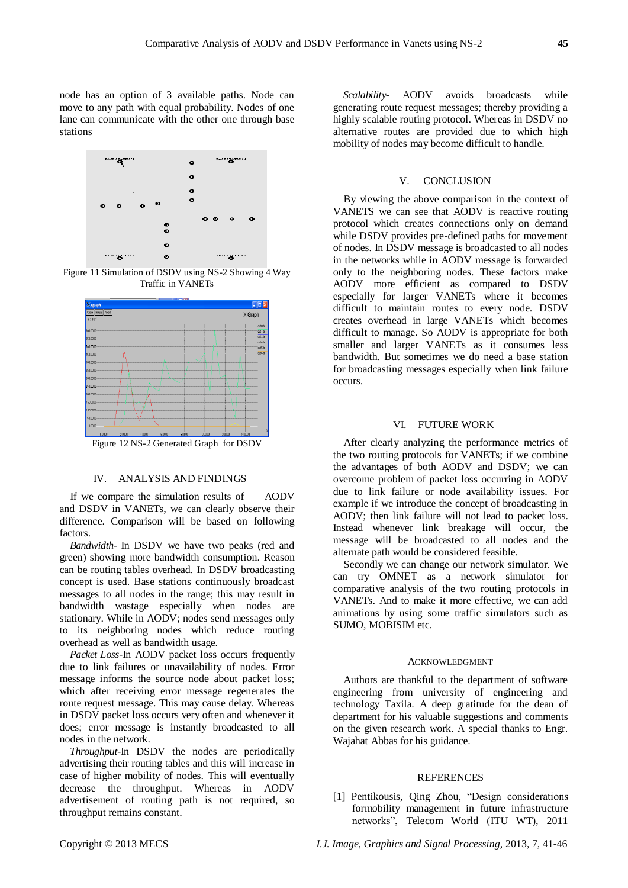node has an option of 3 available paths. Node can move to any path with equal probability. Nodes of one lane can communicate with the other one through base stations

Figure 11 Simulation of DSDV using NS-2 Showing 4 Way Traffic in VANETs

Figure 12 NS-2 Generated Graph for DSDV

## IV. ANALYSIS AND FINDINGS

If we compare the simulation results of AODV and DSDV in VANETs, we can clearly observe their difference. Comparison will be based on following factors.

*Bandwidth-* In DSDV we have two peaks (red and green) showing more bandwidth consumption. Reason can be routing tables overhead. In DSDV broadcasting concept is used. Base stations continuously broadcast messages to all nodes in the range; this may result in bandwidth wastage especially when nodes are stationary. While in AODV; nodes send messages only to its neighboring nodes which reduce routing overhead as well as bandwidth usage.

*Packet Loss-*In AODV packet loss occurs frequently due to link failures or unavailability of nodes. Error message informs the source node about packet loss; which after receiving error message regenerates the route request message. This may cause delay. Whereas in DSDV packet loss occurs very often and whenever it does; error message is instantly broadcasted to all nodes in the network.

*Throughput-*In DSDV the nodes are periodically advertising their routing tables and this will increase in case of higher mobility of nodes. This will eventually decrease the throughput. Whereas in AODV advertisement of routing path is not required, so throughput remains constant.

*Scalability-* AODV avoids broadcasts while generating route request messages; thereby providing a highly scalable routing protocol. Whereas in DSDV no alternative routes are provided due to which high mobility of nodes may become difficult to handle.

## V. CONCLUSION

By viewing the above comparison in the context of VANETS we can see that AODV is reactive routing protocol which creates connections only on demand while DSDV provides pre-defined paths for movement of nodes. In DSDV message is broadcasted to all nodes in the networks while in AODV message is forwarded only to the neighboring nodes. These factors make AODV more efficient as compared to DSDV especially for larger VANETs where it becomes difficult to maintain routes to every node. DSDV creates overhead in large VANETs which becomes difficult to manage. So AODV is appropriate for both smaller and larger VANETs as it consumes less bandwidth. But sometimes we do need a base station for broadcasting messages especially when link failure occurs.

## VI. FUTURE WORK

After clearly analyzing the performance metrics of the two routing protocols for VANETs; if we combine the advantages of both AODV and DSDV; we can overcome problem of packet loss occurring in AODV due to link failure or node availability issues. For example if we introduce the concept of broadcasting in AODV; then link failure will not lead to packet loss. Instead whenever link breakage will occur, the message will be broadcasted to all nodes and the alternate path would be considered feasible.

Secondly we can change our network simulator. We can try OMNET as a network simulator for comparative analysis of the two routing protocols in VANETs. And to make it more effective, we can add animations by using some traffic simulators such as SUMO, MOBISIM etc.

## ACKNOWLEDGMENT

Authors are thankful to the department of software engineering from university of engineering and technology Taxila. A deep gratitude for the dean of department for his valuable suggestions and comments on the given research work. A special thanks to Engr. Wajahat Abbas for his guidance.

## REFERENCES

[1] Pentikousis, Qing Zhou, "Design considerations formobility management in future infrastructure networks", Telecom World (ITU WT), 2011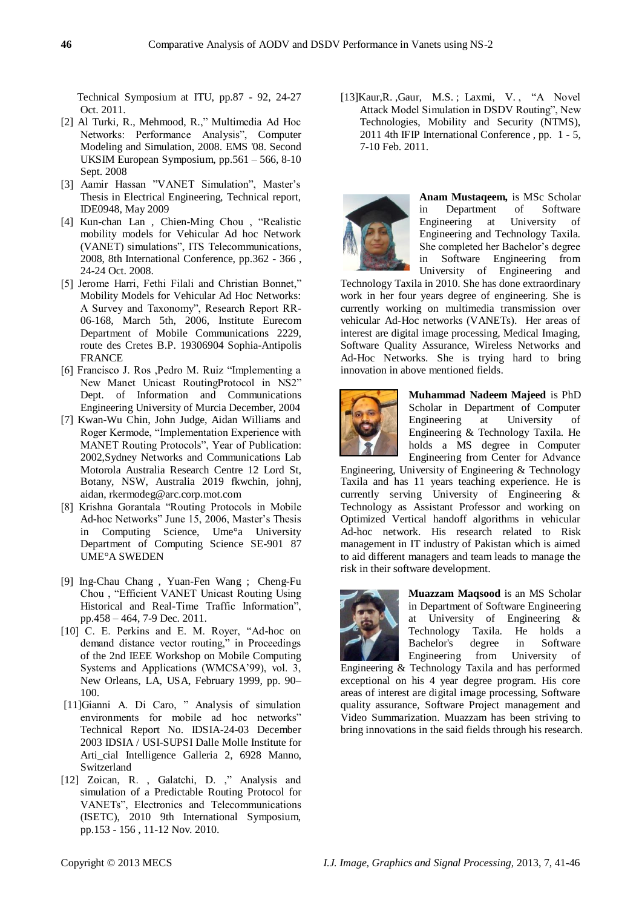Technical Symposium at ITU, pp.87 - 92, 24-27 Oct. 2011.

[2] Al Turki, R., Mehmood, R.," Multimedia Ad Hoc Networks: Performance Analysis", Computer Modeling and Simulation, 2008. EMS '08. Second UKSIM European Symposium, pp.561 – 566, 8-10 Sept. 2008

[3] Aamir Hassan "VANET Simulation", Master's Thesis in Electrical Engineering, Technical report, IDE0948, May 2009

[4] Kun-chan Lan , Chien-Ming Chou , "Realistic mobility models for Vehicular Ad hoc Network (VANET) simulations", ITS Telecommunications, 2008, 8th International Conference, pp.362 - 366 , 24-24 Oct. 2008.

[5] Jerome Harri, Fethi Filali and Christian Bonnet," Mobility Models for Vehicular Ad Hoc Networks: A Survey and Taxonomy", Research Report RR-06-168, March 5th, 2006, Institute Eurecom Department of Mobile Communications 2229, route des Cretes B.P. 19306904 Sophia-Antipolis FRANCE

[6] Francisco J. Ros ,Pedro M. Ruiz "Implementing a New Manet Unicast RoutingProtocol in NS2" Dept. of Information and Communications Engineering University of Murcia December, 2004

[7] Kwan-Wu Chin, John Judge, Aidan Williams and Roger Kermode, "Implementation Experience with MANET Routing Protocols", Year of Publication: 2002,Sydney Networks and Communications Lab Motorola Australia Research Centre 12 Lord St, Botany, NSW, Australia 2019 fkwchin, johnj, aidan, rkermodeg@arc.corp.mot.com

[8] Krishna Gorantala "Routing Protocols in Mobile Ad-hoc Networks" June 15, 2006, Master's Thesis in Computing Science, Ume°a University Department of Computing Science SE-901 87 UME°A SWEDEN

[9] Ing-Chau Chang , Yuan-Fen Wang ; Cheng-Fu Chou , "Efficient VANET Unicast Routing Using Historical and Real-Time Traffic Information", pp.458 – 464, 7-9 Dec. 2011.

[10] C. E. Perkins and E. M. Royer, "Ad-hoc on demand distance vector routing," in Proceedings of the 2nd IEEE Workshop on Mobile Computing Systems and Applications (WMCSA'99), vol. 3, New Orleans, LA, USA, February 1999, pp. 90–100.

[11]Gianni A. Di Caro, " Analysis of simulation environments for mobile ad hoc networks" Technical Report No. IDSIA-24-03 December 2003 IDSIA / USI-SUPSI Dalle Molle Institute for Arti_cial Intelligence Galleria 2, 6928 Manno, Switzerland

[12] Zoican, R. , Galatchi, D. ," Analysis and simulation of a Predictable Routing Protocol for VANETs", Electronics and Telecommunications (ISETC), 2010 9th International Symposium, pp.153 - 156 , 11-12 Nov. 2010.

[13]Kaur,R. ,Gaur, M.S. ; Laxmi, V. , "A Novel Attack Model Simulation in DSDV Routing", New Technologies, Mobility and Security (NTMS), 2011 4th IFIP International Conference , pp. 1 - 5, 7-10 Feb. 2011.

**Anam Mustaqeem,** is MSc Scholar in Department of Software Engineering at University of Engineering and Technology Taxila. She completed her Bachelor's degree in Software Engineering from University of Engineering and Technology Taxila in 2010. She has done extraordinary work in her four years degree of engineering. She is currently working on multimedia transmission over vehicular Ad-Hoc networks (VANETs). Her areas of interest are digital image processing, Medical Imaging, Software Quality Assurance, Wireless Networks and Ad-Hoc Networks. She is trying hard to bring innovation in above mentioned fields.

**Muhammad Nadeem Majeed** is PhD Scholar in Department of Computer Engineering at University of Engineering & Technology Taxila. He holds a MS degree in Computer Engineering from Center for Advance Engineering, University of Engineering & Technology Taxila and has 11 years teaching experience. He is currently serving University of Engineering & Technology as Assistant Professor and working on Optimized Vertical handoff algorithms in vehicular Ad-hoc network. His research related to Risk management in IT industry of Pakistan which is aimed to aid different managers and team leads to manage the risk in their software development.

**Muazzam Maqsood** is an MS Scholar in Department of Software Engineering at University of Engineering & Technology Taxila. He holds a Bachelor's degree in Software Engineering from University of Engineering & Technology Taxila and has performed exceptional on his 4 year degree program. His core areas of interest are digital image processing, Software quality assurance, Software Project management and Video Summarization. Muazzam has been striving to bring innovations in the said fields through his research.